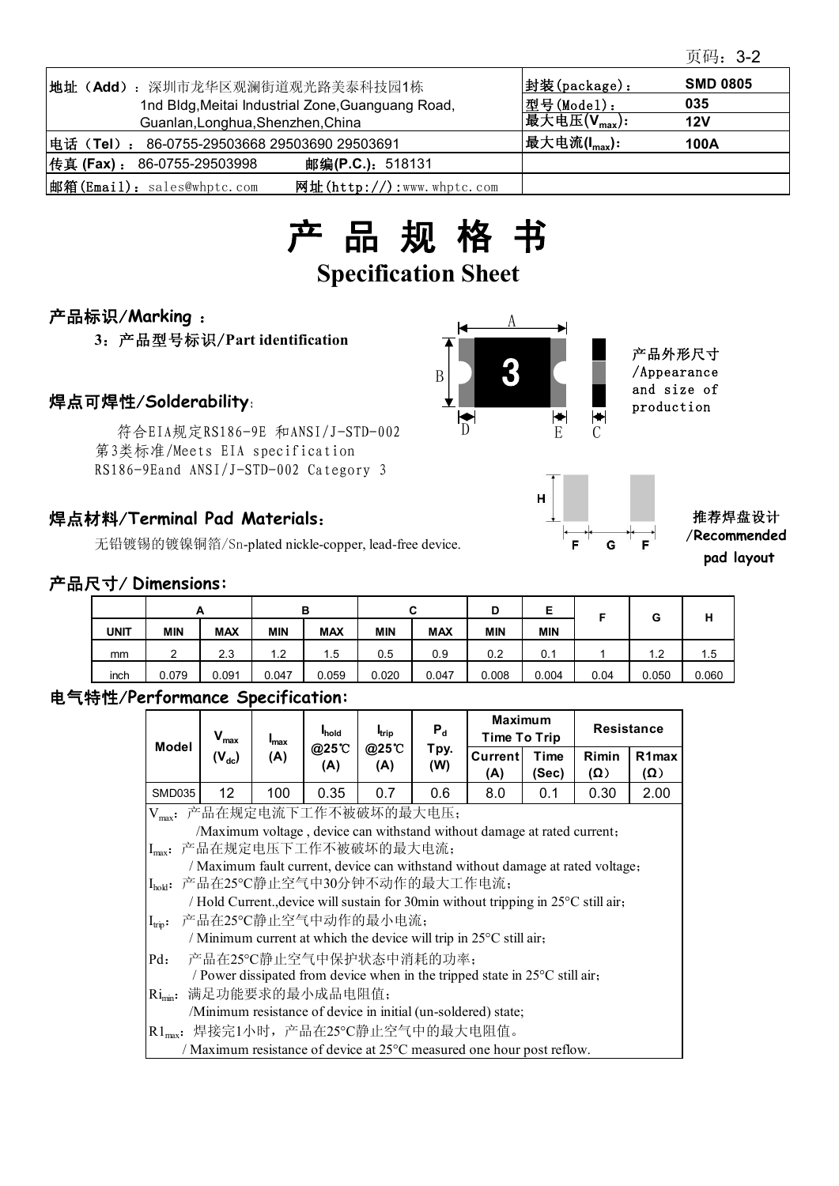| 地址（Add）：深圳市龙华区观澜街道观光路美泰科技园1栋 1nd Bldg,Meitai Industrial Zone,Guanguang Road, Guanlan,Longhua,Shenzhen,China | 封装(package)： | SMD 0805 |
|---|---|---|
| | 型号(Model)： | 035 |
| | 最大电压($V_{max}$)： | 12V |
| 电话（Tel）： 86-0755-29503668 29503690 29503691 | 最大电流($I_{max}$)： | 100A |
| 传真 (Fax)： 86-0755-29503998 邮编(P.C.)：518131 | | |
| 邮箱(Email)：sales@whptc.com 网址(http://):www.whptc.com | | |

# 产 品 规 格 书

## Specification Sheet

### 产品标识/Marking ：

**3：产品型号标识/Part identification**

产品外形尺寸/Appearance and size of production

### 焊点可焊性/Solderability:

符合EIA规定RS186-9E 和ANSI/J-STD-002第3类标准/Meets EIA specification RS186-9Eand ANSI/J-STD-002 Category 3

推荐焊盘设计/Recommended pad layout

### 焊点材料/Terminal Pad Materials：

无铅镀锡的镀镍铜箔/Sn-plated nickle-copper, lead-free device.

### 产品尺寸/ Dimensions:

| | A | | B | | C | | D | E | F | G | H |
|---|---|---|---|---|---|---|---|---|---|---|---|
| UNIT | MIN | MAX | MIN | MAX | MIN | MAX | MIN | MIN | | | |
| mm | 2 | 2.3 | 1.2 | 1.5 | 0.5 | 0.9 | 0.2 | 0.1 | 1 | 1.2 | 1.5 |
| inch | 0.079 | 0.091 | 0.047 | 0.059 | 0.020 | 0.047 | 0.008 | 0.004 | 0.04 | 0.050 | 0.060 |

### 电气特性/Performance Specification:

| Model | $V_{max}$ ($V_{dc}$) | $I_{max}$ (A) | $I_{hold}$ @25℃ (A) | $I_{trip}$ @25℃ (A) | $P_d$ Tpy. (W) | Maximum Time To Trip | | Resistance | |
|---|---|---|---|---|---|---|---|---|---|
| | | | | | | Current (A) | Time (Sec) | Rimin (Ω) | R1max (Ω) |
| SMD035 | 12 | 100 | 0.35 | 0.7 | 0.6 | 8.0 | 0.1 | 0.30 | 2.00 |

$V_{max}$：产品在规定电流下工作不被破坏的最大电压；
/Maximum voltage , device can withstand without damage at rated current;

$I_{max}$：产品在规定电压下工作不被破坏的最大电流；
/ Maximum fault current, device can withstand without damage at rated voltage;

$I_{hold}$：产品在25°C静止空气中30分钟不动作的最大工作电流；
/ Hold Current.,device will sustain for 30min without tripping in 25°C still air;

$I_{trip}$：产品在25°C静止空气中动作的最小电流；
/ Minimum current at which the device will trip in 25°C still air;

Pd：产品在25°C静止空气中保护状态中消耗的功率；
/ Power dissipated from device when in the tripped state in 25°C still air;

$Ri_{min}$：满足功能要求的最小成品电阻值；
/Minimum resistance of device in initial (un-soldered) state;

$R1_{max}$：焊接完1小时，产品在25°C静止空气中的最大电阻值。
/ Maximum resistance of device at 25°C measured one hour post reflow.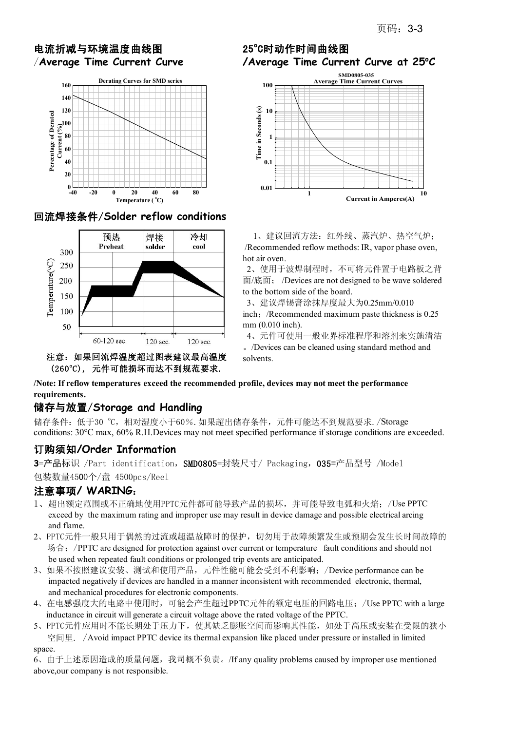## 电流折减与环境温度曲线图 /Average Time Current Curve

Derating Curves for SMD series

Percentage of Derated Current (%)

160
140
120
100
80
60
40
20
0

-40 -20 0 20 40 60 80

Temperature (℃)

## 25℃时动作时间曲线图 /Average Time Current Curve at 25℃

SMD0805-035
Average Time Current Curves

Time in Seconds (s)

100
10
1
0.1
0.01

1 10

Current in Amperes(A)

## 回流焊接条件/Solder reflow conditions

预热 Preheat　焊接 solder　冷却 cool

Temperature(℃)

300
250
200
150
100
50

60-120 sec.　120 sec.　120 sec.

注意：如果回流焊温度超过图表建议最高温度（260°C），元件可能损坏而达不到规范要求.

1、建议回流方法：红外线、蒸汽炉、热空气炉；/Recommended reflow methods: IR, vapor phase oven, hot air oven.

2、使用于波焊制程时，不可将元件置于电路板之背面/底面； /Devices are not designed to be wave soldered to the bottom side of the board.

3、建议焊锡膏涂抹厚度最大为0.25mm/0.010 inch；/Recommended maximum paste thickness is 0.25 mm (0.010 inch).

4、元件可使用一般业界标准程序和溶剂来实施清洁。/Devices can be cleaned using standard method and solvents.

**/Note: If reflow temperatures exceed the recommended profile, devices may not meet the performance requirements.**

## 储存与放置/Storage and Handling

储存条件：低于30 ℃，相对湿度小于60%.如果超出储存条件，元件可能达不到规范要求./Storage conditions: 30°C max, 60% R.H.Devices may not meet specified performance if storage conditions are exceeded.

## 订购须知/Order Information

**3**=产品标识 /Part identification，**SMD0805**=封装尺寸/ Packaging，**035**=产品型号 /Model

包装数量4500个/盘 4500pcs/Reel

## 注意事项/ WARING：

1、超出额定范围或不正确地使用PPTC元件都可能导致产品的损坏，并可能导致电弧和火焰；/Use PPTC exceed by the maximum rating and improper use may result in device damage and possible electrical arcing and flame.

2、PPTC元件一般只用于偶然的过流或超温故障时的保护，切勿用于故障频繁发生或预期会发生长时间故障的场合；/PPTC are designed for protection against over current or temperature fault conditions and should not be used when repeated fault conditions or prolonged trip events are anticipated.

3、如果不按照建议安装、测试和使用产品，元件性能可能会受到不利影响；/Device performance can be impacted negatively if devices are handled in a manner inconsistent with recommended electronic, thermal, and mechanical procedures for electronic components.

4、在电感强度大的电路中使用时，可能会产生超过PPTC元件的额定电压的回路电压；/Use PPTC with a large inductance in circuit will generate a circuit voltage above the rated voltage of the PPTC.

5、PPTC元件应用时不能长期处于压力下，使其缺乏膨胀空间而影响其性能，如处于高压或安装在受限的狭小空间里. /Avoid impact PPTC device its thermal expansion like placed under pressure or installed in limited space.

6、由于上述原因造成的质量问题，我司概不负责。/If any quality problems caused by improper use mentioned above,our company is not responsible.